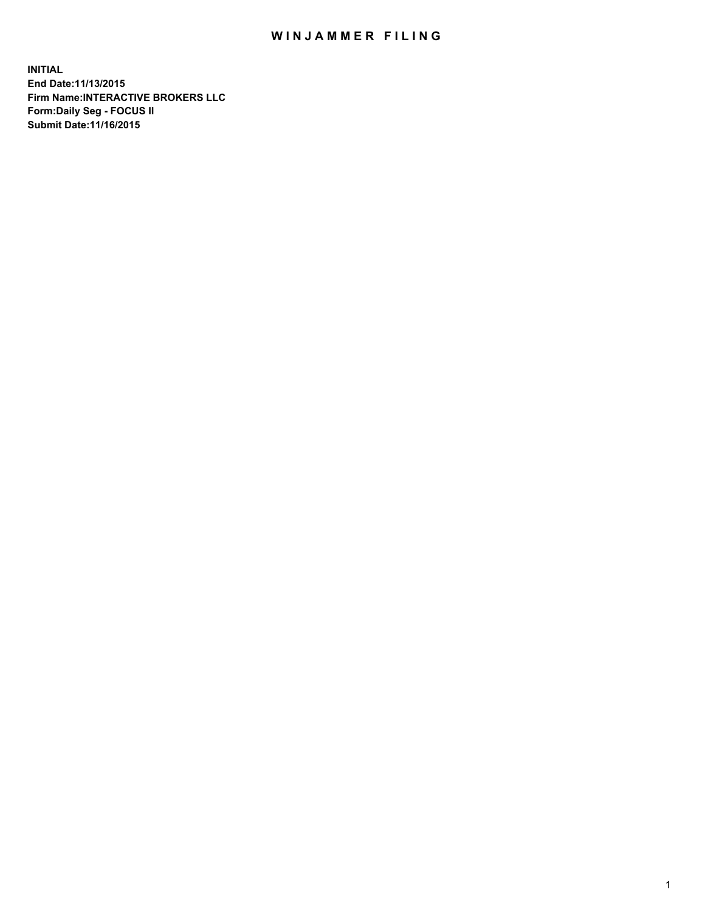# WINJAMMER FILING

**INITIAL**
**End Date:11/13/2015**
**Firm Name:INTERACTIVE BROKERS LLC**
**Form:Daily Seg - FOCUS II**
**Submit Date:11/16/2015**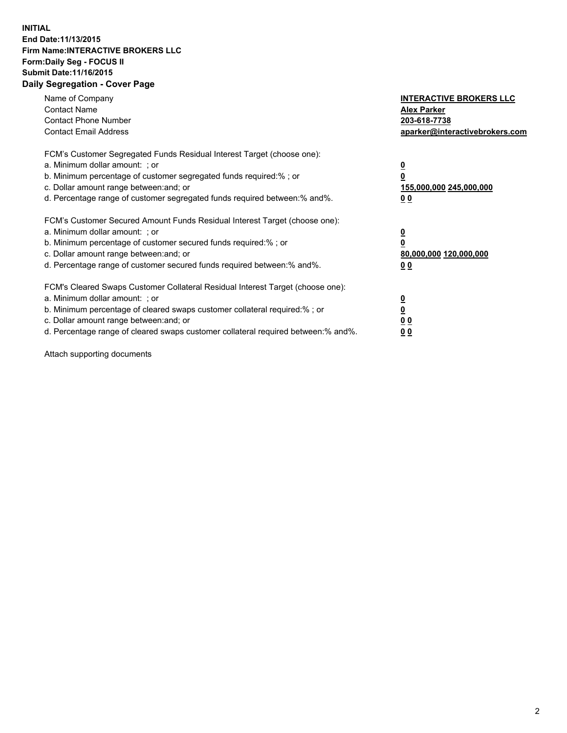**INITIAL**
**End Date:11/13/2015**
**Firm Name:INTERACTIVE BROKERS LLC**
**Form:Daily Seg - FOCUS II**
**Submit Date:11/16/2015**
**Daily Segregation - Cover Page**

| | |
|---|---|
| Name of Company | **INTERACTIVE BROKERS LLC** |
| Contact Name | **Alex Parker** |
| Contact Phone Number | **203-618-7738** |
| Contact Email Address | **aparker@interactivebrokers.com** |

| | |
|---|---|
| FCM's Customer Segregated Funds Residual Interest Target (choose one): | |
| a. Minimum dollar amount: ; or | **0** |
| b. Minimum percentage of customer segregated funds required:% ; or | **0** |
| c. Dollar amount range between:and; or | **155,000,000 245,000,000** |
| d. Percentage range of customer segregated funds required between:% and%. | **0 0** |

| | |
|---|---|
| FCM's Customer Secured Amount Funds Residual Interest Target (choose one): | |
| a. Minimum dollar amount: ; or | **0** |
| b. Minimum percentage of customer secured funds required:% ; or | **0** |
| c. Dollar amount range between:and; or | **80,000,000 120,000,000** |
| d. Percentage range of customer secured funds required between:% and%. | **0 0** |

| | |
|---|---|
| FCM's Cleared Swaps Customer Collateral Residual Interest Target (choose one): | |
| a. Minimum dollar amount: ; or | **0** |
| b. Minimum percentage of cleared swaps customer collateral required:% ; or | **0** |
| c. Dollar amount range between:and; or | **0 0** |
| d. Percentage range of cleared swaps customer collateral required between:% and%. | **0 0** |

Attach supporting documents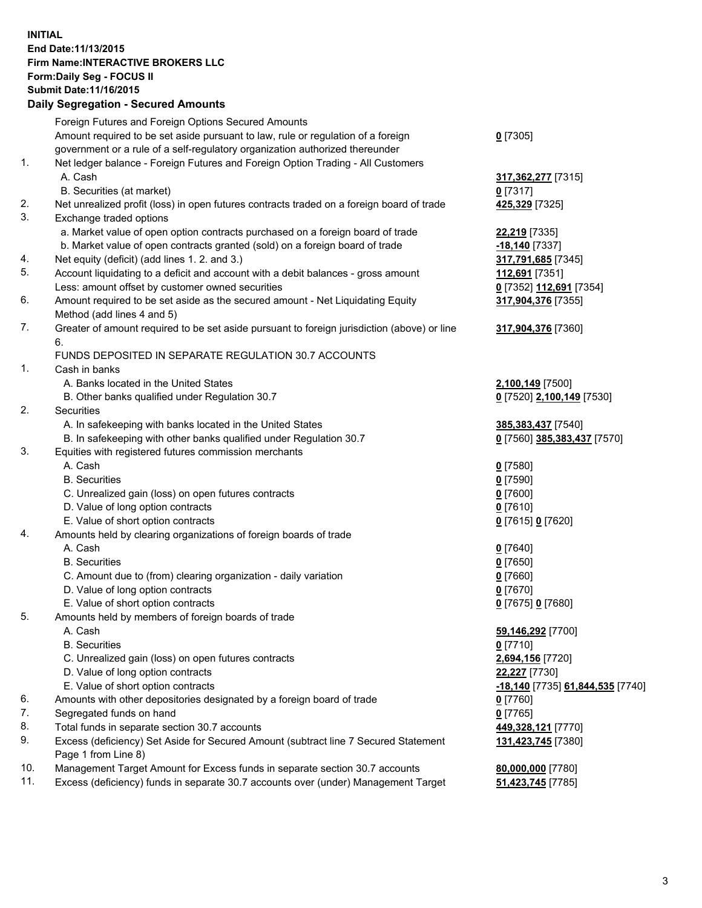**INITIAL**
**End Date:11/13/2015**
**Firm Name:INTERACTIVE BROKERS LLC**
**Form:Daily Seg - FOCUS II**
**Submit Date:11/16/2015**

## Daily Segregation - Secured Amounts

| | | |
|---|---|---|
| | Foreign Futures and Foreign Options Secured Amounts | |
| | Amount required to be set aside pursuant to law, rule or regulation of a foreign government or a rule of a self-regulatory organization authorized thereunder | **0** [7305] |
| 1. | Net ledger balance - Foreign Futures and Foreign Option Trading - All Customers | |
| | A. Cash | **317,362,277** [7315] |
| | B. Securities (at market) | **0** [7317] |
| 2. | Net unrealized profit (loss) in open futures contracts traded on a foreign board of trade | **425,329** [7325] |
| 3. | Exchange traded options | |
| | a. Market value of open option contracts purchased on a foreign board of trade | **22,219** [7335] |
| | b. Market value of open contracts granted (sold) on a foreign board of trade | **-18,140** [7337] |
| 4. | Net equity (deficit) (add lines 1. 2. and 3.) | **317,791,685** [7345] |
| 5. | Account liquidating to a deficit and account with a debit balances - gross amount | **112,691** [7351] |
| | Less: amount offset by customer owned securities | **0** [7352] **112,691** [7354] |
| 6. | Amount required to be set aside as the secured amount - Net Liquidating Equity Method (add lines 4 and 5) | **317,904,376** [7355] |
| 7. | Greater of amount required to be set aside pursuant to foreign jurisdiction (above) or line 6. | **317,904,376** [7360] |
| | FUNDS DEPOSITED IN SEPARATE REGULATION 30.7 ACCOUNTS | |
| 1. | Cash in banks | |
| | A. Banks located in the United States | **2,100,149** [7500] |
| | B. Other banks qualified under Regulation 30.7 | **0** [7520] **2,100,149** [7530] |
| 2. | Securities | |
| | A. In safekeeping with banks located in the United States | **385,383,437** [7540] |
| | B. In safekeeping with other banks qualified under Regulation 30.7 | **0** [7560] **385,383,437** [7570] |
| 3. | Equities with registered futures commission merchants | |
| | A. Cash | **0** [7580] |
| | B. Securities | **0** [7590] |
| | C. Unrealized gain (loss) on open futures contracts | **0** [7600] |
| | D. Value of long option contracts | **0** [7610] |
| | E. Value of short option contracts | **0** [7615] **0** [7620] |
| 4. | Amounts held by clearing organizations of foreign boards of trade | |
| | A. Cash | **0** [7640] |
| | B. Securities | **0** [7650] |
| | C. Amount due to (from) clearing organization - daily variation | **0** [7660] |
| | D. Value of long option contracts | **0** [7670] |
| | E. Value of short option contracts | **0** [7675] **0** [7680] |
| 5. | Amounts held by members of foreign boards of trade | |
| | A. Cash | **59,146,292** [7700] |
| | B. Securities | **0** [7710] |
| | C. Unrealized gain (loss) on open futures contracts | **2,694,156** [7720] |
| | D. Value of long option contracts | **22,227** [7730] |
| | E. Value of short option contracts | **-18,140** [7735] **61,844,535** [7740] |
| 6. | Amounts with other depositories designated by a foreign board of trade | **0** [7760] |
| 7. | Segregated funds on hand | **0** [7765] |
| 8. | Total funds in separate section 30.7 accounts | **449,328,121** [7770] |
| 9. | Excess (deficiency) Set Aside for Secured Amount (subtract line 7 Secured Statement Page 1 from Line 8) | **131,423,745** [7380] |
| 10. | Management Target Amount for Excess funds in separate section 30.7 accounts | **80,000,000** [7780] |
| 11. | Excess (deficiency) funds in separate 30.7 accounts over (under) Management Target | **51,423,745** [7785] |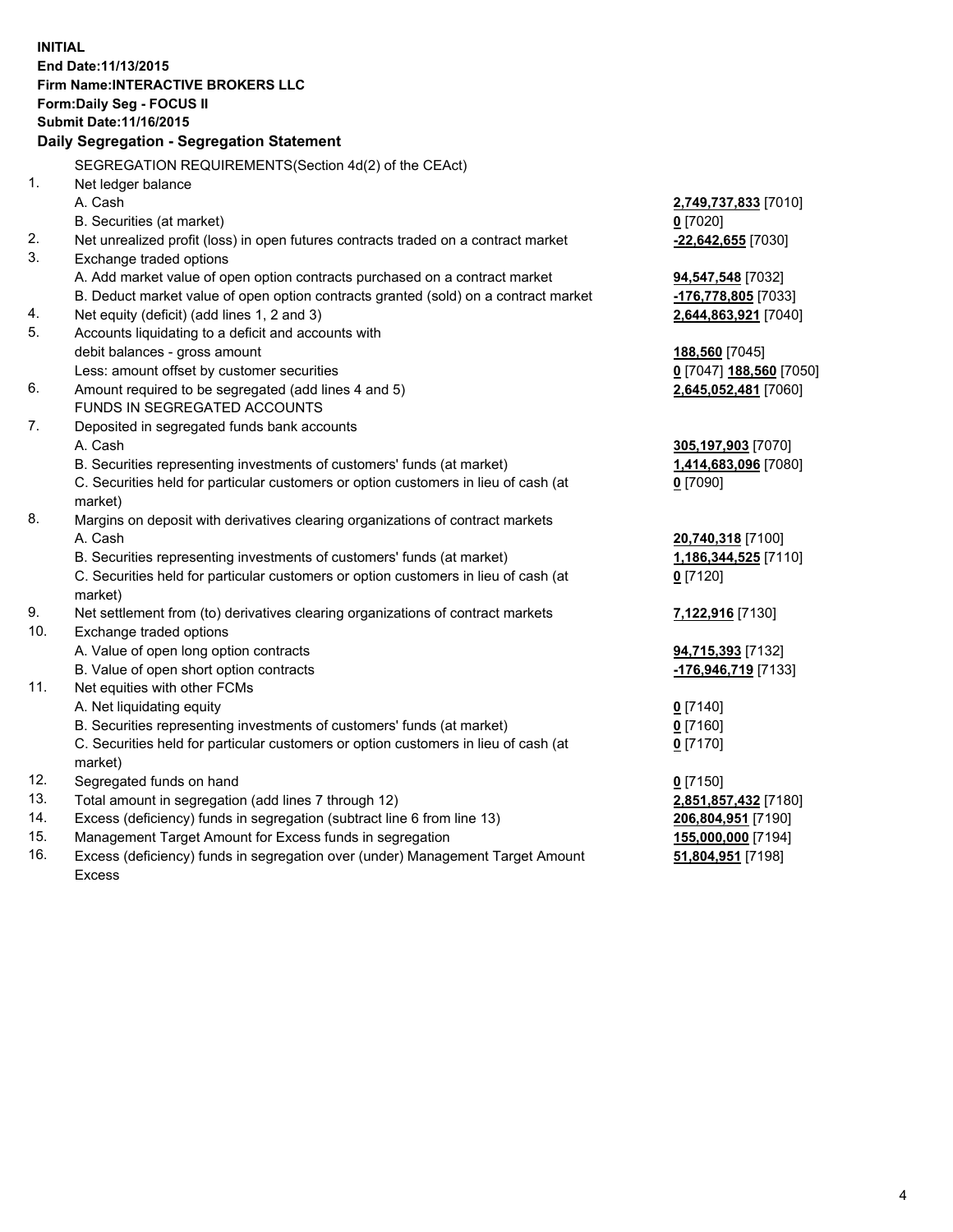**INITIAL**
**End Date:11/13/2015**
**Firm Name:INTERACTIVE BROKERS LLC**
**Form:Daily Seg - FOCUS II**
**Submit Date:11/16/2015**

## Daily Segregation - Segregation Statement

| | | |
|---|---|---|
| | SEGREGATION REQUIREMENTS(Section 4d(2) of the CEAct) | |
| 1. | Net ledger balance | |
| | A. Cash | **2,749,737,833** [7010] |
| | B. Securities (at market) | **0** [7020] |
| 2. | Net unrealized profit (loss) in open futures contracts traded on a contract market | **-22,642,655** [7030] |
| 3. | Exchange traded options | |
| | A. Add market value of open option contracts purchased on a contract market | **94,547,548** [7032] |
| | B. Deduct market value of open option contracts granted (sold) on a contract market | **-176,778,805** [7033] |
| 4. | Net equity (deficit) (add lines 1, 2 and 3) | **2,644,863,921** [7040] |
| 5. | Accounts liquidating to a deficit and accounts with debit balances - gross amount | **188,560** [7045] |
| | Less: amount offset by customer securities | **0** [7047] **188,560** [7050] |
| 6. | Amount required to be segregated (add lines 4 and 5) | **2,645,052,481** [7060] |
| | FUNDS IN SEGREGATED ACCOUNTS | |
| 7. | Deposited in segregated funds bank accounts | |
| | A. Cash | **305,197,903** [7070] |
| | B. Securities representing investments of customers' funds (at market) | **1,414,683,096** [7080] |
| | C. Securities held for particular customers or option customers in lieu of cash (at market) | **0** [7090] |
| 8. | Margins on deposit with derivatives clearing organizations of contract markets | |
| | A. Cash | **20,740,318** [7100] |
| | B. Securities representing investments of customers' funds (at market) | **1,186,344,525** [7110] |
| | C. Securities held for particular customers or option customers in lieu of cash (at market) | **0** [7120] |
| 9. | Net settlement from (to) derivatives clearing organizations of contract markets | **7,122,916** [7130] |
| 10. | Exchange traded options | |
| | A. Value of open long option contracts | **94,715,393** [7132] |
| | B. Value of open short option contracts | **-176,946,719** [7133] |
| 11. | Net equities with other FCMs | |
| | A. Net liquidating equity | **0** [7140] |
| | B. Securities representing investments of customers' funds (at market) | **0** [7160] |
| | C. Securities held for particular customers or option customers in lieu of cash (at market) | **0** [7170] |
| 12. | Segregated funds on hand | **0** [7150] |
| 13. | Total amount in segregation (add lines 7 through 12) | **2,851,857,432** [7180] |
| 14. | Excess (deficiency) funds in segregation (subtract line 6 from line 13) | **206,804,951** [7190] |
| 15. | Management Target Amount for Excess funds in segregation | **155,000,000** [7194] |
| 16. | Excess (deficiency) funds in segregation over (under) Management Target Amount Excess | **51,804,951** [7198] |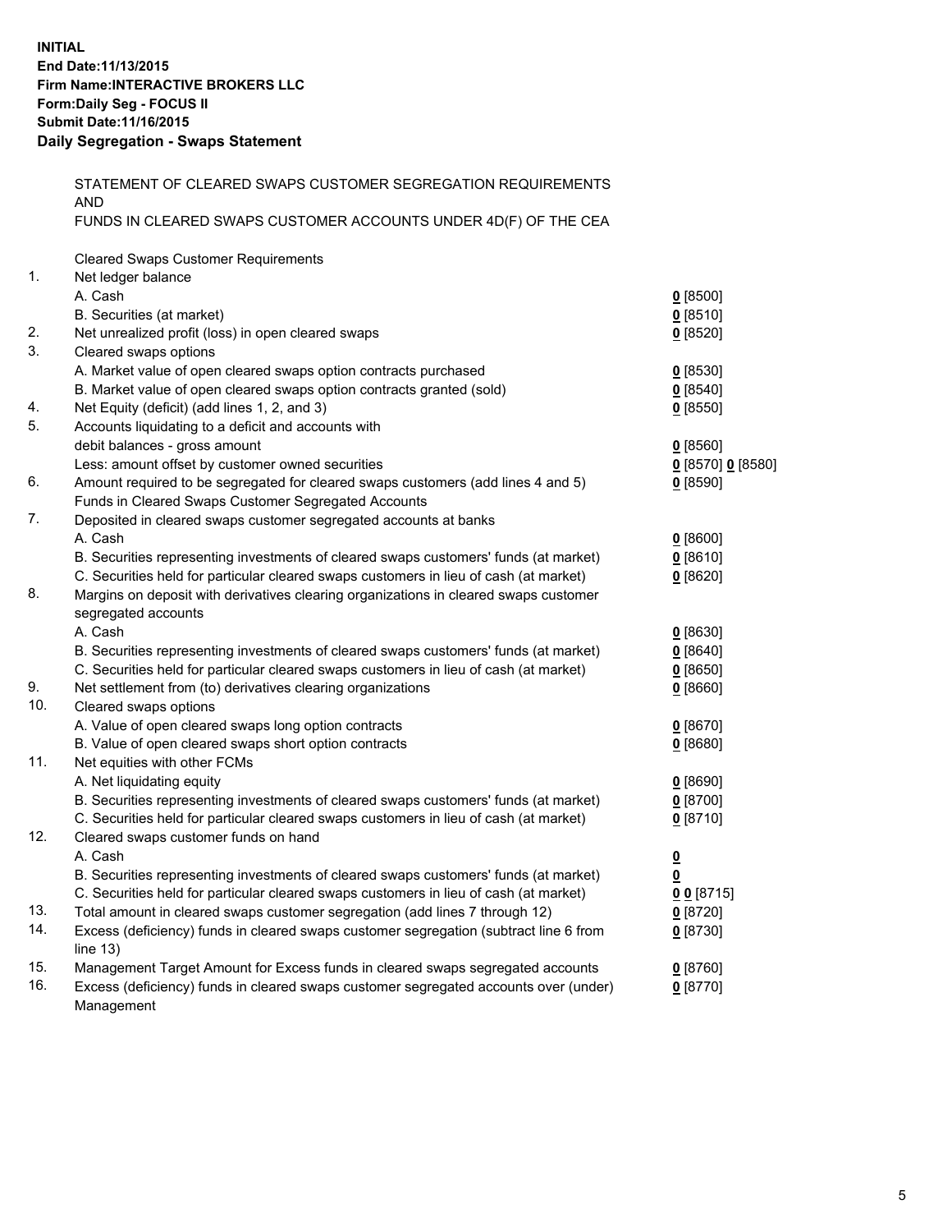**INITIAL**
**End Date:11/13/2015**
**Firm Name:INTERACTIVE BROKERS LLC**
**Form:Daily Seg - FOCUS II**
**Submit Date:11/16/2015**
**Daily Segregation - Swaps Statement**

STATEMENT OF CLEARED SWAPS CUSTOMER SEGREGATION REQUIREMENTS AND FUNDS IN CLEARED SWAPS CUSTOMER ACCOUNTS UNDER 4D(F) OF THE CEA

| | | |
|---|---|---|
| | Cleared Swaps Customer Requirements | |
| 1. | Net ledger balance | |
| | A. Cash | 0 [8500] |
| | B. Securities (at market) | 0 [8510] |
| 2. | Net unrealized profit (loss) in open cleared swaps | 0 [8520] |
| 3. | Cleared swaps options | |
| | A. Market value of open cleared swaps option contracts purchased | 0 [8530] |
| | B. Market value of open cleared swaps option contracts granted (sold) | 0 [8540] |
| 4. | Net Equity (deficit) (add lines 1, 2, and 3) | 0 [8550] |
| 5. | Accounts liquidating to a deficit and accounts with debit balances - gross amount | 0 [8560] |
| | Less: amount offset by customer owned securities | 0 [8570] 0 [8580] |
| 6. | Amount required to be segregated for cleared swaps customers (add lines 4 and 5) | 0 [8590] |
| | Funds in Cleared Swaps Customer Segregated Accounts | |
| 7. | Deposited in cleared swaps customer segregated accounts at banks | |
| | A. Cash | 0 [8600] |
| | B. Securities representing investments of cleared swaps customers' funds (at market) | 0 [8610] |
| | C. Securities held for particular cleared swaps customers in lieu of cash (at market) | 0 [8620] |
| 8. | Margins on deposit with derivatives clearing organizations in cleared swaps customer segregated accounts | |
| | A. Cash | 0 [8630] |
| | B. Securities representing investments of cleared swaps customers' funds (at market) | 0 [8640] |
| | C. Securities held for particular cleared swaps customers in lieu of cash (at market) | 0 [8650] |
| 9. | Net settlement from (to) derivatives clearing organizations | 0 [8660] |
| 10. | Cleared swaps options | |
| | A. Value of open cleared swaps long option contracts | 0 [8670] |
| | B. Value of open cleared swaps short option contracts | 0 [8680] |
| 11. | Net equities with other FCMs | |
| | A. Net liquidating equity | 0 [8690] |
| | B. Securities representing investments of cleared swaps customers' funds (at market) | 0 [8700] |
| | C. Securities held for particular cleared swaps customers in lieu of cash (at market) | 0 [8710] |
| 12. | Cleared swaps customer funds on hand | |
| | A. Cash | 0 |
| | B. Securities representing investments of cleared swaps customers' funds (at market) | 0 |
| | C. Securities held for particular cleared swaps customers in lieu of cash (at market) | 0 0 [8715] |
| 13. | Total amount in cleared swaps customer segregation (add lines 7 through 12) | 0 [8720] |
| 14. | Excess (deficiency) funds in cleared swaps customer segregation (subtract line 6 from line 13) | 0 [8730] |
| 15. | Management Target Amount for Excess funds in cleared swaps segregated accounts | 0 [8760] |
| 16. | Excess (deficiency) funds in cleared swaps customer segregated accounts over (under) Management | 0 [8770] |